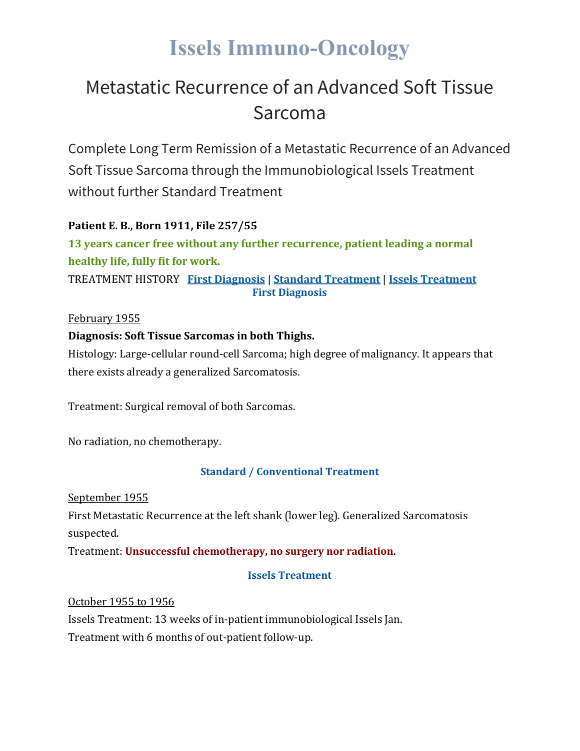# Issels Immuno-Oncology

## Metastatic Recurrence of an Advanced Soft Tissue Sarcoma

Complete Long Term Remission of a Metastatic Recurrence of an Advanced Soft Tissue Sarcoma through the Immunobiological Issels Treatment without further Standard Treatment

**Patient E. B., Born 1911, File 257/55**

**13 years cancer free without any further recurrence, patient leading a normal healthy life, fully fit for work.**

TREATMENT HISTORY **First Diagnosis** | **Standard Treatment** | **Issels Treatment**

### First Diagnosis

February 1955

**Diagnosis: Soft Tissue Sarcomas in both Thighs.**

Histology: Large-cellular round-cell Sarcoma; high degree of malignancy. It appears that there exists already a generalized Sarcomatosis.

Treatment: Surgical removal of both Sarcomas.

No radiation, no chemotherapy.

### Standard / Conventional Treatment

September 1955

First Metastatic Recurrence at the left shank (lower leg). Generalized Sarcomatosis suspected.

Treatment: **Unsuccessful chemotherapy, no surgery nor radiation.**

### Issels Treatment

October 1955 to 1956

Issels Treatment: 13 weeks of in-patient immunobiological Issels Jan.

Treatment with 6 months of out-patient follow-up.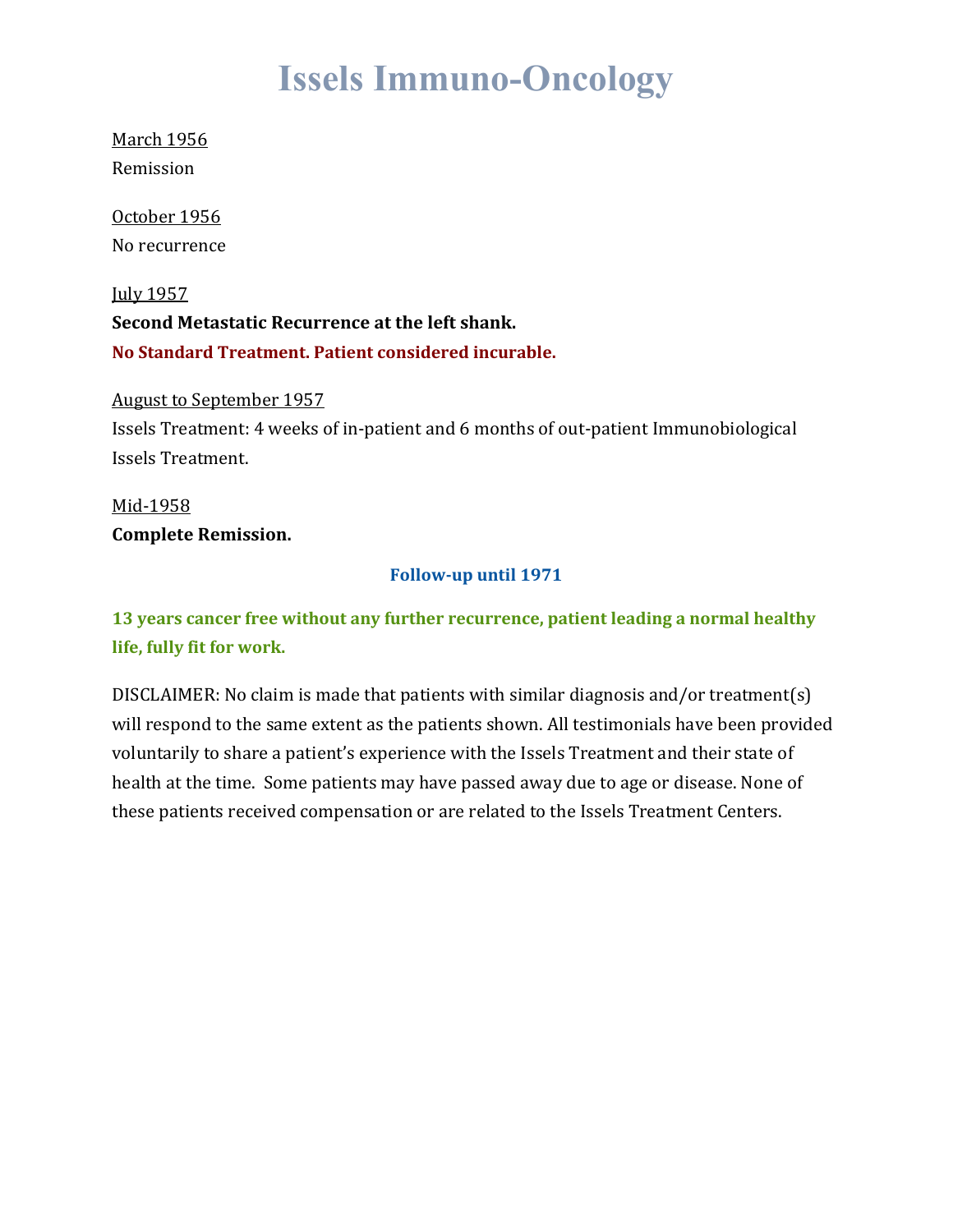# Issels Immuno-Oncology

March 1956
Remission

October 1956
No recurrence

July 1957
**Second Metastatic Recurrence at the left shank.**
**No Standard Treatment. Patient considered incurable.**

August to September 1957
Issels Treatment: 4 weeks of in-patient and 6 months of out-patient Immunobiological Issels Treatment.

Mid-1958
**Complete Remission.**

**Follow-up until 1971**

**13 years cancer free without any further recurrence, patient leading a normal healthy life, fully fit for work.**

DISCLAIMER: No claim is made that patients with similar diagnosis and/or treatment(s) will respond to the same extent as the patients shown. All testimonials have been provided voluntarily to share a patient's experience with the Issels Treatment and their state of health at the time. Some patients may have passed away due to age or disease. None of these patients received compensation or are related to the Issels Treatment Centers.